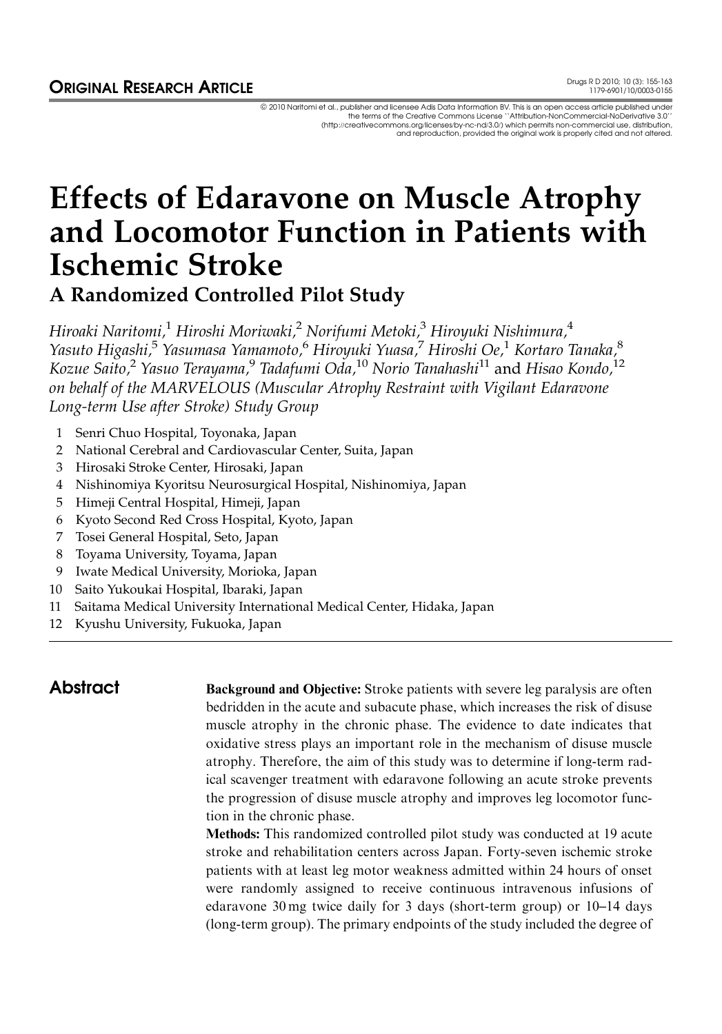ORIGINAL RESEARCH ARTICLE

© 2010 Naritomi et al., publisher and licensee Adis Data Information BV. This is an open access article published under the terms of the Creative Commons License "Attribution-NonCommercial-NoDerivative 3.0" (http://creativecommons.org/licenses/by-nc-nd/3.0/) which permits non-commercial use, distribution, and reproduction, provided the original work is properly cited and not altered.

# Effects of Edaravone on Muscle Atrophy and Locomotor Function in Patients with Ischemic Stroke

## A Randomized Controlled Pilot Study

*Hiroaki Naritomi,*[1] *Hiroshi Moriwaki,*[2] *Norifumi Metoki,*[3] *Hiroyuki Nishimura,*[4] *Yasuto Higashi,*[5] *Yasumasa Yamamoto,*[6] *Hiroyuki Yuasa,*[7] *Hiroshi Oe,*[1] *Kortaro Tanaka,*[8] *Kozue Saito,*[2] *Yasuo Terayama,*[9] *Tadafumi Oda,*[10] *Norio Tanahashi*[11] and *Hisao Kondo,*[12] *on behalf of the MARVELOUS (Muscular Atrophy Restraint with Vigilant Edaravone Long-term Use after Stroke) Study Group*

1 Senri Chuo Hospital, Toyonaka, Japan
2 National Cerebral and Cardiovascular Center, Suita, Japan
3 Hirosaki Stroke Center, Hirosaki, Japan
4 Nishinomiya Kyoritsu Neurosurgical Hospital, Nishinomiya, Japan
5 Himeji Central Hospital, Himeji, Japan
6 Kyoto Second Red Cross Hospital, Kyoto, Japan
7 Tosei General Hospital, Seto, Japan
8 Toyama University, Toyama, Japan
9 Iwate Medical University, Morioka, Japan
10 Saito Yukoukai Hospital, Ibaraki, Japan
11 Saitama Medical University International Medical Center, Hidaka, Japan
12 Kyushu University, Fukuoka, Japan

## Abstract

**Background and Objective:** Stroke patients with severe leg paralysis are often bedridden in the acute and subacute phase, which increases the risk of disuse muscle atrophy in the chronic phase. The evidence to date indicates that oxidative stress plays an important role in the mechanism of disuse muscle atrophy. Therefore, the aim of this study was to determine if long-term radical scavenger treatment with edaravone following an acute stroke prevents the progression of disuse muscle atrophy and improves leg locomotor function in the chronic phase.

**Methods:** This randomized controlled pilot study was conducted at 19 acute stroke and rehabilitation centers across Japan. Forty-seven ischemic stroke patients with at least leg motor weakness admitted within 24 hours of onset were randomly assigned to receive continuous intravenous infusions of edaravone 30 mg twice daily for 3 days (short-term group) or 10–14 days (long-term group). The primary endpoints of the study included the degree of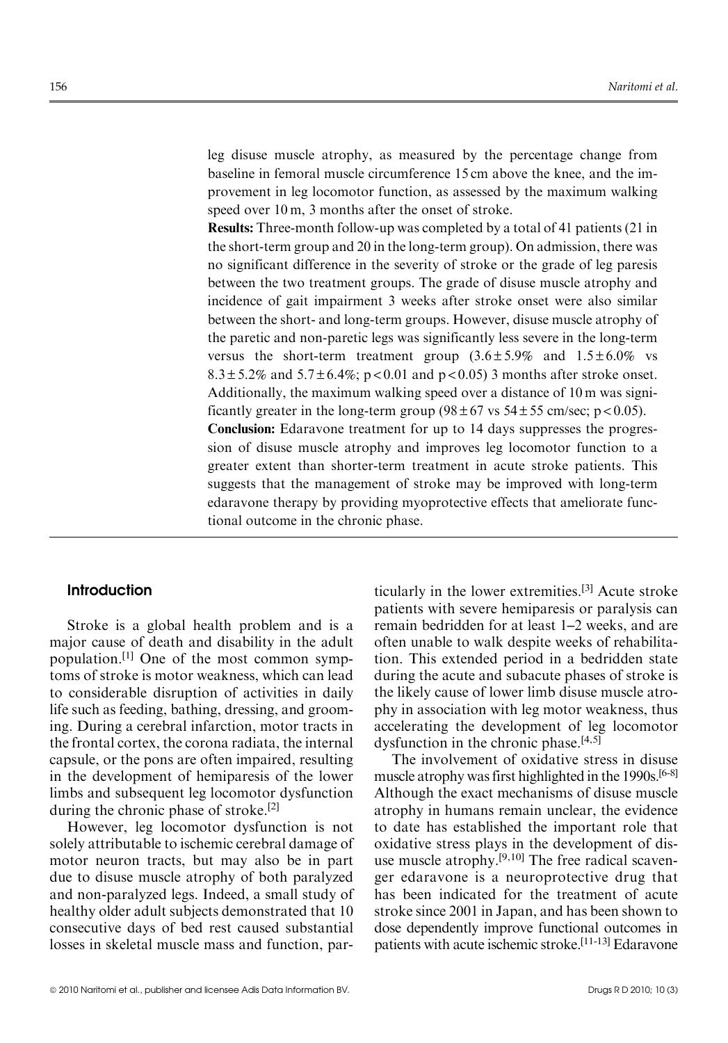leg disuse muscle atrophy, as measured by the percentage change from baseline in femoral muscle circumference 15 cm above the knee, and the improvement in leg locomotor function, as assessed by the maximum walking speed over 10 m, 3 months after the onset of stroke.

**Results:** Three-month follow-up was completed by a total of 41 patients (21 in the short-term group and 20 in the long-term group). On admission, there was no significant difference in the severity of stroke or the grade of leg paresis between the two treatment groups. The grade of disuse muscle atrophy and incidence of gait impairment 3 weeks after stroke onset were also similar between the short- and long-term groups. However, disuse muscle atrophy of the paretic and non-paretic legs was significantly less severe in the long-term versus the short-term treatment group ($3.6 \pm 5.9\%$ and $1.5 \pm 6.0\%$ vs $8.3 \pm 5.2\%$ and $5.7 \pm 6.4\%$; $p < 0.01$ and $p < 0.05$) 3 months after stroke onset. Additionally, the maximum walking speed over a distance of 10 m was significantly greater in the long-term group ($98 \pm 67$ vs $54 \pm 55$ cm/sec; $p < 0.05$).

**Conclusion:** Edaravone treatment for up to 14 days suppresses the progression of disuse muscle atrophy and improves leg locomotor function to a greater extent than shorter-term treatment in acute stroke patients. This suggests that the management of stroke may be improved with long-term edaravone therapy by providing myoprotective effects that ameliorate functional outcome in the chronic phase.

## Introduction

Stroke is a global health problem and is a major cause of death and disability in the adult population.[1] One of the most common symptoms of stroke is motor weakness, which can lead to considerable disruption of activities in daily life such as feeding, bathing, dressing, and grooming. During a cerebral infarction, motor tracts in the frontal cortex, the corona radiata, the internal capsule, or the pons are often impaired, resulting in the development of hemiparesis of the lower limbs and subsequent leg locomotor dysfunction during the chronic phase of stroke.[2]

However, leg locomotor dysfunction is not solely attributable to ischemic cerebral damage of motor neuron tracts, but may also be in part due to disuse muscle atrophy of both paralyzed and non-paralyzed legs. Indeed, a small study of healthy older adult subjects demonstrated that 10 consecutive days of bed rest caused substantial losses in skeletal muscle mass and function, particularly in the lower extremities.[3] Acute stroke patients with severe hemiparesis or paralysis can remain bedridden for at least 1–2 weeks, and are often unable to walk despite weeks of rehabilitation. This extended period in a bedridden state during the acute and subacute phases of stroke is the likely cause of lower limb disuse muscle atrophy in association with leg motor weakness, thus accelerating the development of leg locomotor dysfunction in the chronic phase.[4,5]

The involvement of oxidative stress in disuse muscle atrophy was first highlighted in the 1990s.[6-8] Although the exact mechanisms of disuse muscle atrophy in humans remain unclear, the evidence to date has established the important role that oxidative stress plays in the development of disuse muscle atrophy.[9,10] The free radical scavenger edaravone is a neuroprotective drug that has been indicated for the treatment of acute stroke since 2001 in Japan, and has been shown to dose dependently improve functional outcomes in patients with acute ischemic stroke.[11-13] Edaravone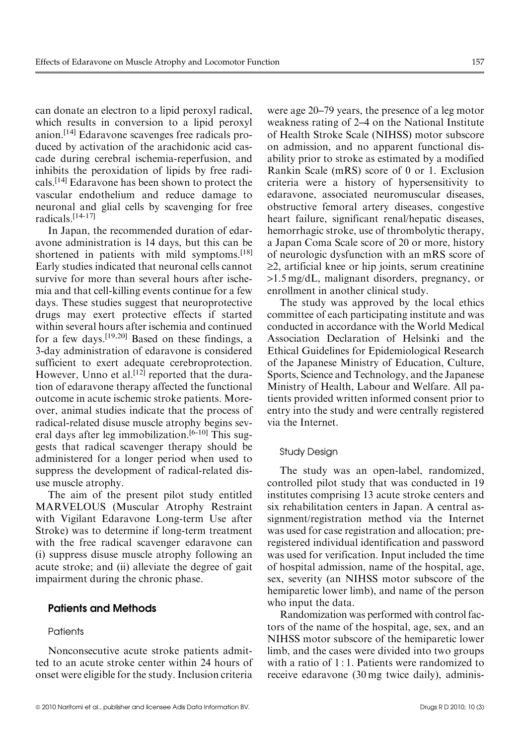can donate an electron to a lipid peroxyl radical, which results in conversion to a lipid peroxyl anion.[14] Edaravone scavenges free radicals produced by activation of the arachidonic acid cascade during cerebral ischemia-reperfusion, and inhibits the peroxidation of lipids by free radicals.[14] Edaravone has been shown to protect the vascular endothelium and reduce damage to neuronal and glial cells by scavenging for free radicals.[14-17]

In Japan, the recommended duration of edaravone administration is 14 days, but this can be shortened in patients with mild symptoms.[18] Early studies indicated that neuronal cells cannot survive for more than several hours after ischemia and that cell-killing events continue for a few days. These studies suggest that neuroprotective drugs may exert protective effects if started within several hours after ischemia and continued for a few days.[19,20] Based on these findings, a 3-day administration of edaravone is considered sufficient to exert adequate cerebroprotection. However, Unno et al.[12] reported that the duration of edaravone therapy affected the functional outcome in acute ischemic stroke patients. Moreover, animal studies indicate that the process of radical-related disuse muscle atrophy begins several days after leg immobilization.[6-10] This suggests that radical scavenger therapy should be administered for a longer period when used to suppress the development of radical-related disuse muscle atrophy.

The aim of the present pilot study entitled MARVELOUS (Muscular Atrophy Restraint with Vigilant Edaravone Long-term Use after Stroke) was to determine if long-term treatment with the free radical scavenger edaravone can (i) suppress disuse muscle atrophy following an acute stroke; and (ii) alleviate the degree of gait impairment during the chronic phase.

## Patients and Methods

### Patients

Nonconsecutive acute stroke patients admitted to an acute stroke center within 24 hours of onset were eligible for the study. Inclusion criteria were age 20–79 years, the presence of a leg motor weakness rating of 2–4 on the National Institute of Health Stroke Scale (NIHSS) motor subscore on admission, and no apparent functional disability prior to stroke as estimated by a modified Rankin Scale (mRS) score of 0 or 1. Exclusion criteria were a history of hypersensitivity to edaravone, associated neuromuscular diseases, obstructive femoral artery diseases, congestive heart failure, significant renal/hepatic diseases, hemorrhagic stroke, use of thrombolytic therapy, a Japan Coma Scale score of 20 or more, history of neurologic dysfunction with an mRS score of ≥2, artificial knee or hip joints, serum creatinine >1.5 mg/dL, malignant disorders, pregnancy, or enrollment in another clinical study.

The study was approved by the local ethics committee of each participating institute and was conducted in accordance with the World Medical Association Declaration of Helsinki and the Ethical Guidelines for Epidemiological Research of the Japanese Ministry of Education, Culture, Sports, Science and Technology, and the Japanese Ministry of Health, Labour and Welfare. All patients provided written informed consent prior to entry into the study and were centrally registered via the Internet.

### Study Design

The study was an open-label, randomized, controlled pilot study that was conducted in 19 institutes comprising 13 acute stroke centers and six rehabilitation centers in Japan. A central assignment/registration method via the Internet was used for case registration and allocation; preregistered individual identification and password was used for verification. Input included the time of hospital admission, name of the hospital, age, sex, severity (an NIHSS motor subscore of the hemiparetic lower limb), and name of the person who input the data.

Randomization was performed with control factors of the name of the hospital, age, sex, and an NIHSS motor subscore of the hemiparetic lower limb, and the cases were divided into two groups with a ratio of 1 : 1. Patients were randomized to receive edaravone (30 mg twice daily), adminis-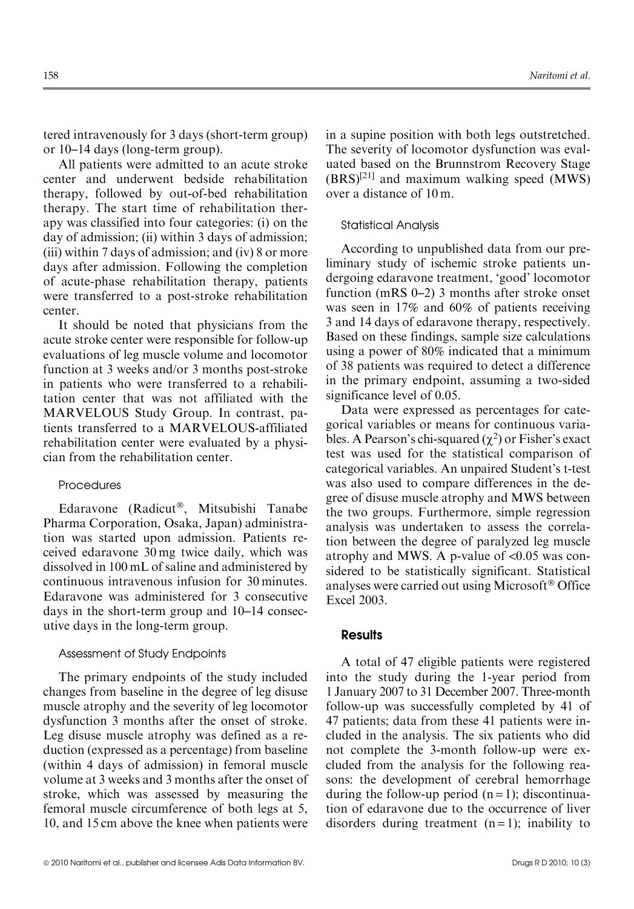tered intravenously for 3 days (short-term group) or 10–14 days (long-term group).

All patients were admitted to an acute stroke center and underwent bedside rehabilitation therapy, followed by out-of-bed rehabilitation therapy. The start time of rehabilitation therapy was classified into four categories: (i) on the day of admission; (ii) within 3 days of admission; (iii) within 7 days of admission; and (iv) 8 or more days after admission. Following the completion of acute-phase rehabilitation therapy, patients were transferred to a post-stroke rehabilitation center.

It should be noted that physicians from the acute stroke center were responsible for follow-up evaluations of leg muscle volume and locomotor function at 3 weeks and/or 3 months post-stroke in patients who were transferred to a rehabilitation center that was not affiliated with the MARVELOUS Study Group. In contrast, patients transferred to a MARVELOUS-affiliated rehabilitation center were evaluated by a physician from the rehabilitation center.

### Procedures

Edaravone (Radicut®, Mitsubishi Tanabe Pharma Corporation, Osaka, Japan) administration was started upon admission. Patients received edaravone 30 mg twice daily, which was dissolved in 100 mL of saline and administered by continuous intravenous infusion for 30 minutes. Edaravone was administered for 3 consecutive days in the short-term group and 10–14 consecutive days in the long-term group.

### Assessment of Study Endpoints

The primary endpoints of the study included changes from baseline in the degree of leg disuse muscle atrophy and the severity of leg locomotor dysfunction 3 months after the onset of stroke. Leg disuse muscle atrophy was defined as a reduction (expressed as a percentage) from baseline (within 4 days of admission) in femoral muscle volume at 3 weeks and 3 months after the onset of stroke, which was assessed by measuring the femoral muscle circumference of both legs at 5, 10, and 15 cm above the knee when patients were in a supine position with both legs outstretched. The severity of locomotor dysfunction was evaluated based on the Brunnstrom Recovery Stage (BRS)[21] and maximum walking speed (MWS) over a distance of 10 m.

### Statistical Analysis

According to unpublished data from our preliminary study of ischemic stroke patients undergoing edaravone treatment, 'good' locomotor function (mRS 0–2) 3 months after stroke onset was seen in 17% and 60% of patients receiving 3 and 14 days of edaravone therapy, respectively. Based on these findings, sample size calculations using a power of 80% indicated that a minimum of 38 patients was required to detect a difference in the primary endpoint, assuming a two-sided significance level of 0.05.

Data were expressed as percentages for categorical variables or means for continuous variables. A Pearson's chi-squared ($\chi^2$) or Fisher's exact test was used for the statistical comparison of categorical variables. An unpaired Student's t-test was also used to compare differences in the degree of disuse muscle atrophy and MWS between the two groups. Furthermore, simple regression analysis was undertaken to assess the correlation between the degree of paralyzed leg muscle atrophy and MWS. A p-value of $<0.05$ was considered to be statistically significant. Statistical analyses were carried out using Microsoft® Office Excel 2003.

## Results

A total of 47 eligible patients were registered into the study during the 1-year period from 1 January 2007 to 31 December 2007. Three-month follow-up was successfully completed by 41 of 47 patients; data from these 41 patients were included in the analysis. The six patients who did not complete the 3-month follow-up were excluded from the analysis for the following reasons: the development of cerebral hemorrhage during the follow-up period (n = 1); discontinuation of edaravone due to the occurrence of liver disorders during treatment (n = 1); inability to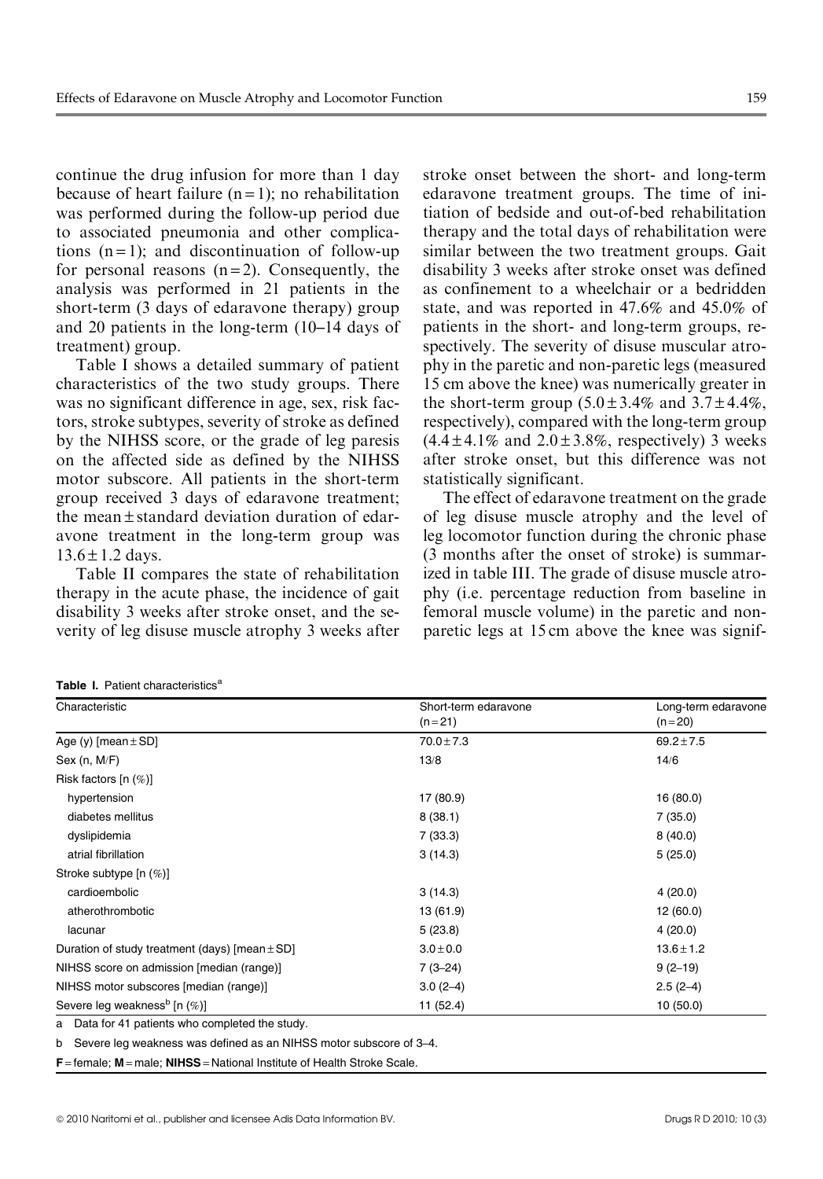continue the drug infusion for more than 1 day because of heart failure (n = 1); no rehabilitation was performed during the follow-up period due to associated pneumonia and other complications (n = 1); and discontinuation of follow-up for personal reasons (n = 2). Consequently, the analysis was performed in 21 patients in the short-term (3 days of edaravone therapy) group and 20 patients in the long-term (10–14 days of treatment) group.

Table I shows a detailed summary of patient characteristics of the two study groups. There was no significant difference in age, sex, risk factors, stroke subtypes, severity of stroke as defined by the NIHSS score, or the grade of leg paresis on the affected side as defined by the NIHSS motor subscore. All patients in the short-term group received 3 days of edaravone treatment; the mean ± standard deviation duration of edaravone treatment in the long-term group was 13.6 ± 1.2 days.

Table II compares the state of rehabilitation therapy in the acute phase, the incidence of gait disability 3 weeks after stroke onset, and the severity of leg disuse muscle atrophy 3 weeks after stroke onset between the short- and long-term edaravone treatment groups. The time of initiation of bedside and out-of-bed rehabilitation therapy and the total days of rehabilitation were similar between the two treatment groups. Gait disability 3 weeks after stroke onset was defined as confinement to a wheelchair or a bedridden state, and was reported in 47.6% and 45.0% of patients in the short- and long-term groups, respectively. The severity of disuse muscular atrophy in the paretic and non-paretic legs (measured 15 cm above the knee) was numerically greater in the short-term group (5.0 ± 3.4% and 3.7 ± 4.4%, respectively), compared with the long-term group (4.4 ± 4.1% and 2.0 ± 3.8%, respectively) 3 weeks after stroke onset, but this difference was not statistically significant.

The effect of edaravone treatment on the grade of leg disuse muscle atrophy and the level of leg locomotor function during the chronic phase (3 months after the onset of stroke) is summarized in table III. The grade of disuse muscle atrophy (i.e. percentage reduction from baseline in femoral muscle volume) in the paretic and non-paretic legs at 15 cm above the knee was signif-

**Table I.** Patient characteristics[a]

| Characteristic | Short-term edaravone (n = 21) | Long-term edaravone (n = 20) |
|---|---|---|
| Age (y) [mean ± SD] | 70.0 ± 7.3 | 69.2 ± 7.5 |
| Sex (n, M/F) | 13/8 | 14/6 |
| Risk factors [n (%)] | | |
| hypertension | 17 (80.9) | 16 (80.0) |
| diabetes mellitus | 8 (38.1) | 7 (35.0) |
| dyslipidemia | 7 (33.3) | 8 (40.0) |
| atrial fibrillation | 3 (14.3) | 5 (25.0) |
| Stroke subtype [n (%)] | | |
| cardioembolic | 3 (14.3) | 4 (20.0) |
| atherothrombotic | 13 (61.9) | 12 (60.0) |
| lacunar | 5 (23.8) | 4 (20.0) |
| Duration of study treatment (days) [mean ± SD] | 3.0 ± 0.0 | 13.6 ± 1.2 |
| NIHSS score on admission [median (range)] | 7 (3–24) | 9 (2–19) |
| NIHSS motor subscores [median (range)] | 3.0 (2–4) | 2.5 (2–4) |
| Severe leg weakness[b] [n (%)] | 11 (52.4) | 10 (50.0) |

a Data for 41 patients who completed the study.

b Severe leg weakness was defined as an NIHSS motor subscore of 3–4.

**F** = female; **M** = male; **NIHSS** = National Institute of Health Stroke Scale.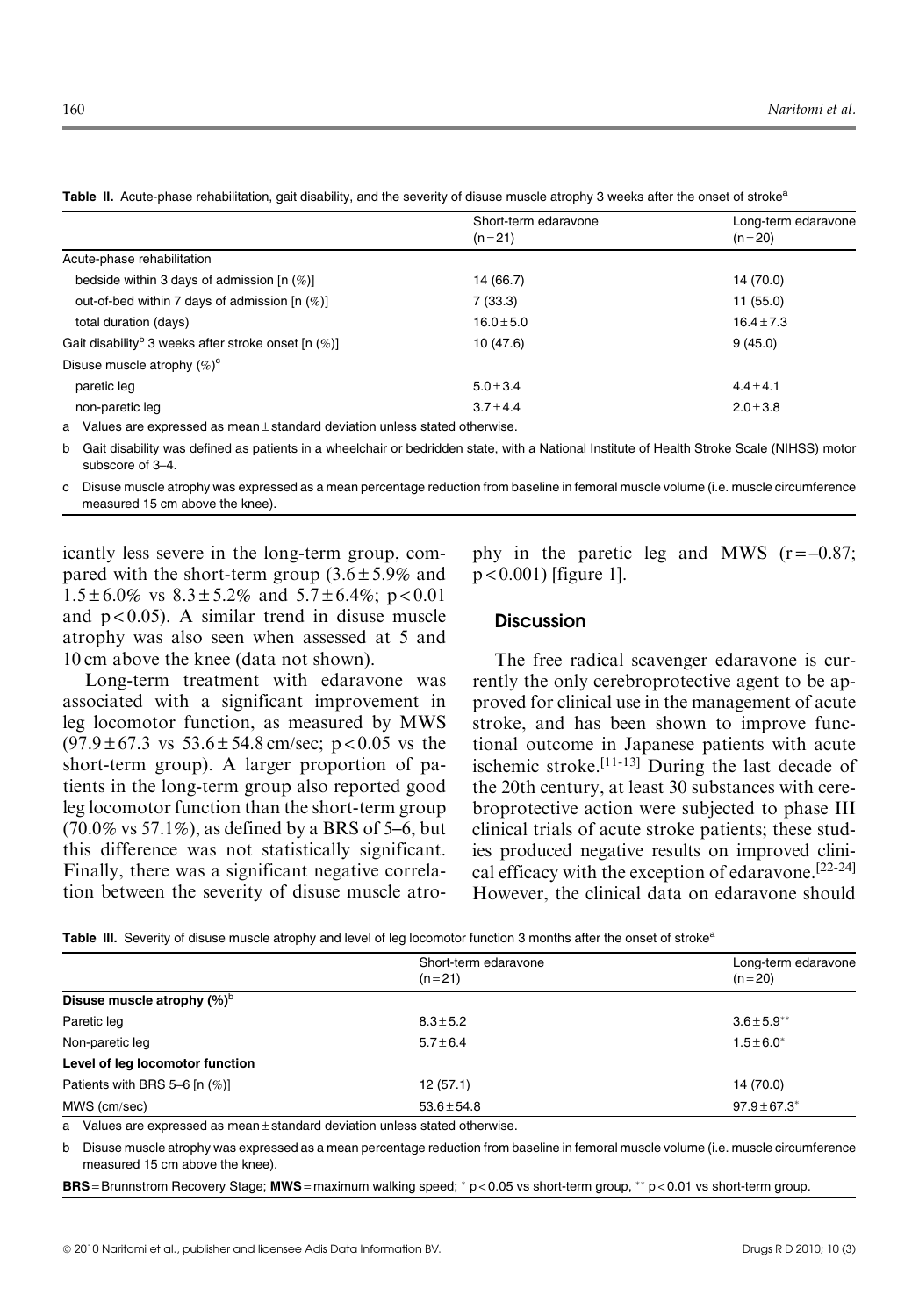**Table II.** Acute-phase rehabilitation, gait disability, and the severity of disuse muscle atrophy 3 weeks after the onset of stroke[a]

| | Short-term edaravone (n = 21) | Long-term edaravone (n = 20) |
|---|---|---|
| Acute-phase rehabilitation | | |
| bedside within 3 days of admission [n (%)] | 14 (66.7) | 14 (70.0) |
| out-of-bed within 7 days of admission [n (%)] | 7 (33.3) | 11 (55.0) |
| total duration (days) | 16.0 ± 5.0 | 16.4 ± 7.3 |
| Gait disability[b] 3 weeks after stroke onset [n (%)] | 10 (47.6) | 9 (45.0) |
| Disuse muscle atrophy (%)[c] | | |
| paretic leg | 5.0 ± 3.4 | 4.4 ± 4.1 |
| non-paretic leg | 3.7 ± 4.4 | 2.0 ± 3.8 |

a Values are expressed as mean ± standard deviation unless stated otherwise.

b Gait disability was defined as patients in a wheelchair or bedridden state, with a National Institute of Health Stroke Scale (NIHSS) motor subscore of 3–4.

c Disuse muscle atrophy was expressed as a mean percentage reduction from baseline in femoral muscle volume (i.e. muscle circumference measured 15 cm above the knee).

icantly less severe in the long-term group, compared with the short-term group (3.6 ± 5.9% and 1.5 ± 6.0% vs 8.3 ± 5.2% and 5.7 ± 6.4%; $p < 0.01$ and $p < 0.05$). A similar trend in disuse muscle atrophy was also seen when assessed at 5 and 10 cm above the knee (data not shown).

Long-term treatment with edaravone was associated with a significant improvement in leg locomotor function, as measured by MWS (97.9 ± 67.3 vs 53.6 ± 54.8 cm/sec; $p < 0.05$ vs the short-term group). A larger proportion of patients in the long-term group also reported good leg locomotor function than the short-term group (70.0% vs 57.1%), as defined by a BRS of 5–6, but this difference was not statistically significant. Finally, there was a significant negative correlation between the severity of disuse muscle atrophy in the paretic leg and MWS ($r = -0.87$; $p < 0.001$) [figure 1].

## Discussion

The free radical scavenger edaravone is currently the only cerebroprotective agent to be approved for clinical use in the management of acute stroke, and has been shown to improve functional outcome in Japanese patients with acute ischemic stroke.[11-13] During the last decade of the 20th century, at least 30 substances with cerebroprotective action were subjected to phase III clinical trials of acute stroke patients; these studies produced negative results on improved clinical efficacy with the exception of edaravone.[22-24] However, the clinical data on edaravone should

**Table III.** Severity of disuse muscle atrophy and level of leg locomotor function 3 months after the onset of stroke[a]

| | Short-term edaravone (n = 21) | Long-term edaravone (n = 20) |
|---|---|---|
| **Disuse muscle atrophy (%)[b]** | | |
| Paretic leg | 8.3 ± 5.2 | 3.6 ± 5.9** |
| Non-paretic leg | 5.7 ± 6.4 | 1.5 ± 6.0* |
| **Level of leg locomotor function** | | |
| Patients with BRS 5–6 [n (%)] | 12 (57.1) | 14 (70.0) |
| MWS (cm/sec) | 53.6 ± 54.8 | 97.9 ± 67.3* |

a Values are expressed as mean ± standard deviation unless stated otherwise.

b Disuse muscle atrophy was expressed as a mean percentage reduction from baseline in femoral muscle volume (i.e. muscle circumference measured 15 cm above the knee).

**BRS** = Brunnstrom Recovery Stage; **MWS** = maximum walking speed; * $p < 0.05$ vs short-term group, ** $p < 0.01$ vs short-term group.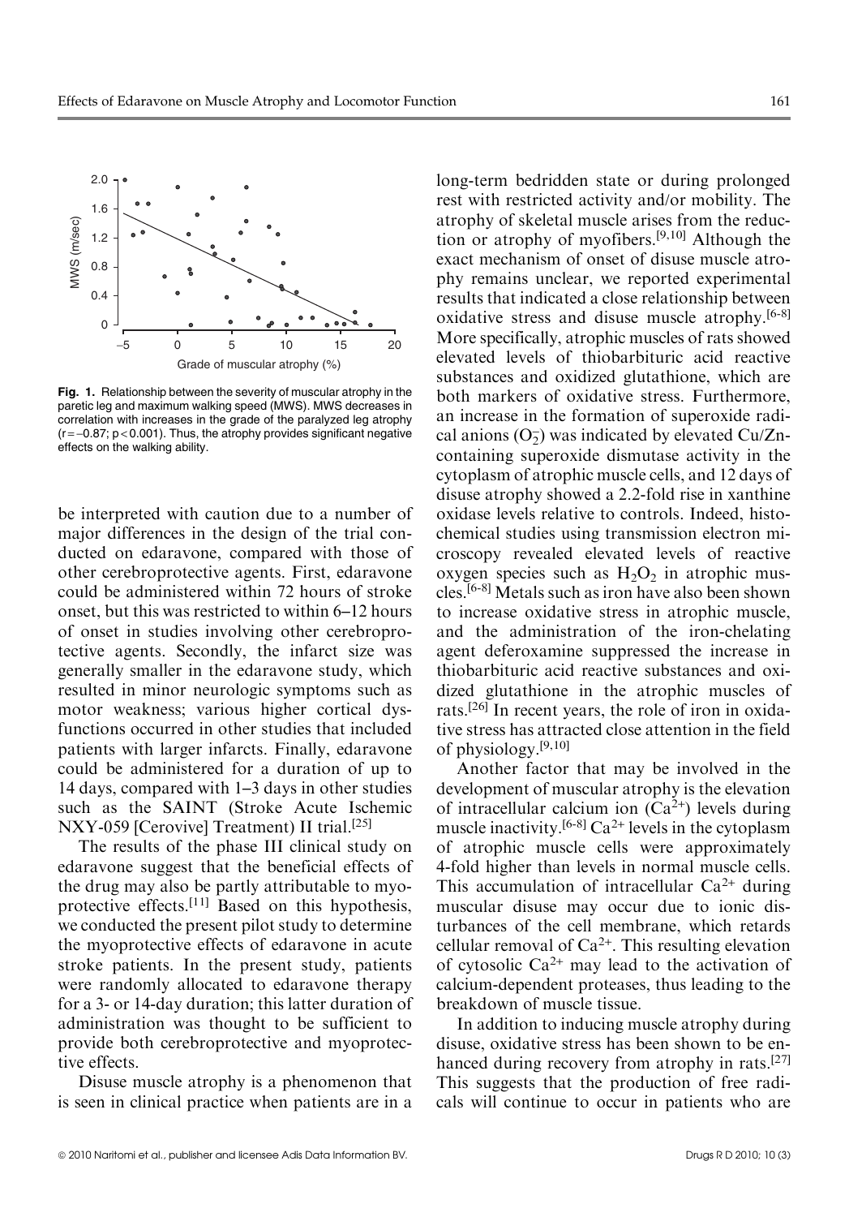Fig. 1. Relationship between the severity of muscular atrophy in the paretic leg and maximum walking speed (MWS). MWS decreases in correlation with increases in the grade of the paralyzed leg atrophy ($r = -0.87$; $p < 0.001$). Thus, the atrophy provides significant negative effects on the walking ability.

be interpreted with caution due to a number of major differences in the design of the trial conducted on edaravone, compared with those of other cerebroprotective agents. First, edaravone could be administered within 72 hours of stroke onset, but this was restricted to within 6–12 hours of onset in studies involving other cerebroprotective agents. Secondly, the infarct size was generally smaller in the edaravone study, which resulted in minor neurologic symptoms such as motor weakness; various higher cortical dysfunctions occurred in other studies that included patients with larger infarcts. Finally, edaravone could be administered for a duration of up to 14 days, compared with 1–3 days in other studies such as the SAINT (Stroke Acute Ischemic NXY-059 [Cerovive] Treatment) II trial.[25]

The results of the phase III clinical study on edaravone suggest that the beneficial effects of the drug may also be partly attributable to myoprotective effects.[11] Based on this hypothesis, we conducted the present pilot study to determine the myoprotective effects of edaravone in acute stroke patients. In the present study, patients were randomly allocated to edaravone therapy for a 3- or 14-day duration; this latter duration of administration was thought to be sufficient to provide both cerebroprotective and myoprotective effects.

Disuse muscle atrophy is a phenomenon that is seen in clinical practice when patients are in a long-term bedridden state or during prolonged rest with restricted activity and/or mobility. The atrophy of skeletal muscle arises from the reduction or atrophy of myofibers.[9,10] Although the exact mechanism of onset of disuse muscle atrophy remains unclear, we reported experimental results that indicated a close relationship between oxidative stress and disuse muscle atrophy.[6-8] More specifically, atrophic muscles of rats showed elevated levels of thiobarbituric acid reactive substances and oxidized glutathione, which are both markers of oxidative stress. Furthermore, an increase in the formation of superoxide radical anions ($O_2^-$) was indicated by elevated Cu/Zn-containing superoxide dismutase activity in the cytoplasm of atrophic muscle cells, and 12 days of disuse atrophy showed a 2.2-fold rise in xanthine oxidase levels relative to controls. Indeed, histochemical studies using transmission electron microscopy revealed elevated levels of reactive oxygen species such as $H_2O_2$ in atrophic muscles.[6-8] Metals such as iron have also been shown to increase oxidative stress in atrophic muscle, and the administration of the iron-chelating agent deferoxamine suppressed the increase in thiobarbituric acid reactive substances and oxidized glutathione in the atrophic muscles of rats.[26] In recent years, the role of iron in oxidative stress has attracted close attention in the field of physiology.[9,10]

Another factor that may be involved in the development of muscular atrophy is the elevation of intracellular calcium ion ($Ca^{2+}$) levels during muscle inactivity.[6-8] $Ca^{2+}$ levels in the cytoplasm of atrophic muscle cells were approximately 4-fold higher than levels in normal muscle cells. This accumulation of intracellular $Ca^{2+}$ during muscular disuse may occur due to ionic disturbances of the cell membrane, which retards cellular removal of $Ca^{2+}$. This resulting elevation of cytosolic $Ca^{2+}$ may lead to the activation of calcium-dependent proteases, thus leading to the breakdown of muscle tissue.

In addition to inducing muscle atrophy during disuse, oxidative stress has been shown to be enhanced during recovery from atrophy in rats.[27] This suggests that the production of free radicals will continue to occur in patients who are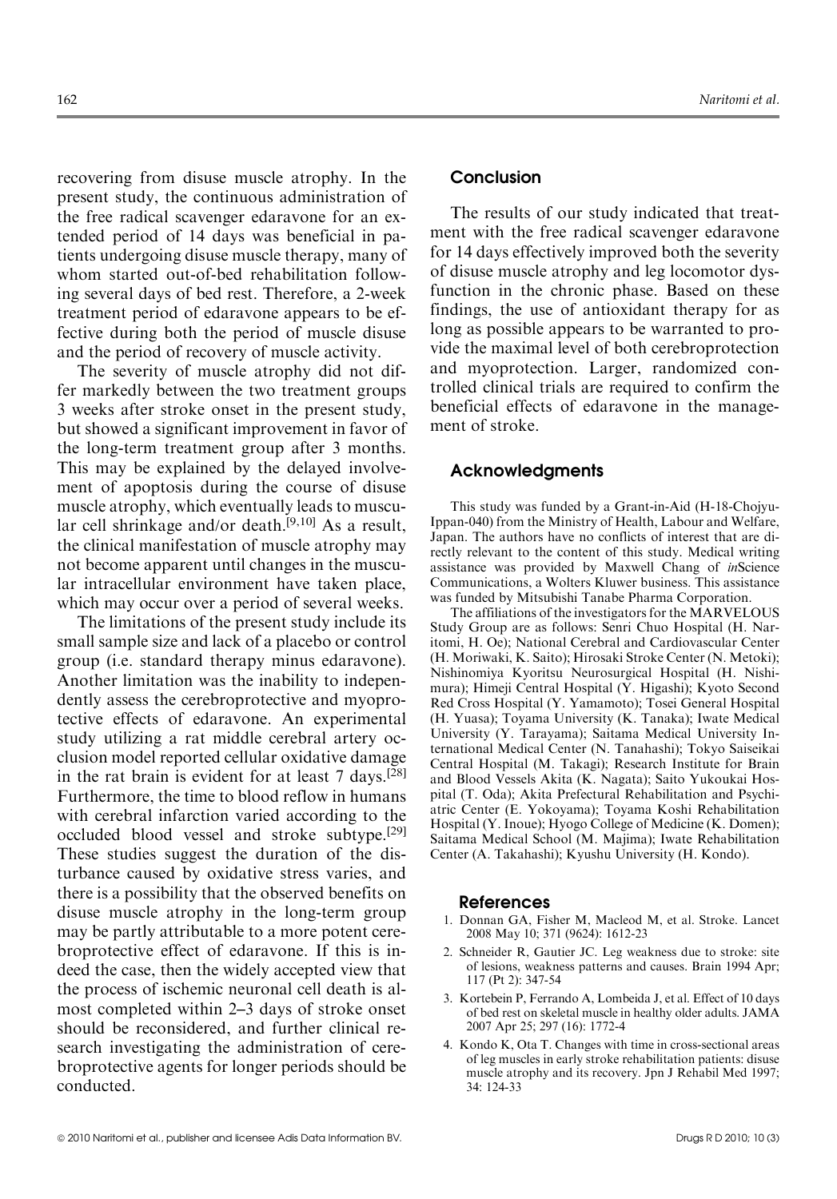recovering from disuse muscle atrophy. In the present study, the continuous administration of the free radical scavenger edaravone for an extended period of 14 days was beneficial in patients undergoing disuse muscle therapy, many of whom started out-of-bed rehabilitation following several days of bed rest. Therefore, a 2-week treatment period of edaravone appears to be effective during both the period of muscle disuse and the period of recovery of muscle activity.

The severity of muscle atrophy did not differ markedly between the two treatment groups 3 weeks after stroke onset in the present study, but showed a significant improvement in favor of the long-term treatment group after 3 months. This may be explained by the delayed involvement of apoptosis during the course of disuse muscle atrophy, which eventually leads to muscular cell shrinkage and/or death.[9,10] As a result, the clinical manifestation of muscle atrophy may not become apparent until changes in the muscular intracellular environment have taken place, which may occur over a period of several weeks.

The limitations of the present study include its small sample size and lack of a placebo or control group (i.e. standard therapy minus edaravone). Another limitation was the inability to independently assess the cerebroprotective and myoprotective effects of edaravone. An experimental study utilizing a rat middle cerebral artery occlusion model reported cellular oxidative damage in the rat brain is evident for at least 7 days.[28] Furthermore, the time to blood reflow in humans with cerebral infarction varied according to the occluded blood vessel and stroke subtype.[29] These studies suggest the duration of the disturbance caused by oxidative stress varies, and there is a possibility that the observed benefits on disuse muscle atrophy in the long-term group may be partly attributable to a more potent cerebroprotective effect of edaravone. If this is indeed the case, then the widely accepted view that the process of ischemic neuronal cell death is almost completed within 2–3 days of stroke onset should be reconsidered, and further clinical research investigating the administration of cerebroprotective agents for longer periods should be conducted.

## Conclusion

The results of our study indicated that treatment with the free radical scavenger edaravone for 14 days effectively improved both the severity of disuse muscle atrophy and leg locomotor dysfunction in the chronic phase. Based on these findings, the use of antioxidant therapy for as long as possible appears to be warranted to provide the maximal level of both cerebroprotection and myoprotection. Larger, randomized controlled clinical trials are required to confirm the beneficial effects of edaravone in the management of stroke.

## Acknowledgments

This study was funded by a Grant-in-Aid (H-18-Chojyu-Ippan-040) from the Ministry of Health, Labour and Welfare, Japan. The authors have no conflicts of interest that are directly relevant to the content of this study. Medical writing assistance was provided by Maxwell Chang of *in*Science Communications, a Wolters Kluwer business. This assistance was funded by Mitsubishi Tanabe Pharma Corporation.

The affiliations of the investigators for the MARVELOUS Study Group are as follows: Senri Chuo Hospital (H. Naritomi, H. Oe); National Cerebral and Cardiovascular Center (H. Moriwaki, K. Saito); Hirosaki Stroke Center (N. Metoki); Nishinomiya Kyoritsu Neurosurgical Hospital (H. Nishimura); Himeji Central Hospital (Y. Higashi); Kyoto Second Red Cross Hospital (Y. Yamamoto); Tosei General Hospital (H. Yuasa); Toyama University (K. Tanaka); Iwate Medical University (Y. Tarayama); Saitama Medical University International Medical Center (N. Tanahashi); Tokyo Saiseikai Central Hospital (M. Takagi); Research Institute for Brain and Blood Vessels Akita (K. Nagata); Saito Yukoukai Hospital (T. Oda); Akita Prefectural Rehabilitation and Psychiatric Center (E. Yokoyama); Toyama Koshi Rehabilitation Hospital (Y. Inoue); Hyogo College of Medicine (K. Domen); Saitama Medical School (M. Majima); Iwate Rehabilitation Center (A. Takahashi); Kyushu University (H. Kondo).

## References

1. Donnan GA, Fisher M, Macleod M, et al. Stroke. Lancet 2008 May 10; 371 (9624): 1612-23
2. Schneider R, Gautier JC. Leg weakness due to stroke: site of lesions, weakness patterns and causes. Brain 1994 Apr; 117 (Pt 2): 347-54
3. Kortebein P, Ferrando A, Lombeida J, et al. Effect of 10 days of bed rest on skeletal muscle in healthy older adults. JAMA 2007 Apr 25; 297 (16): 1772-4
4. Kondo K, Ota T. Changes with time in cross-sectional areas of leg muscles in early stroke rehabilitation patients: disuse muscle atrophy and its recovery. Jpn J Rehabil Med 1997; 34: 124-33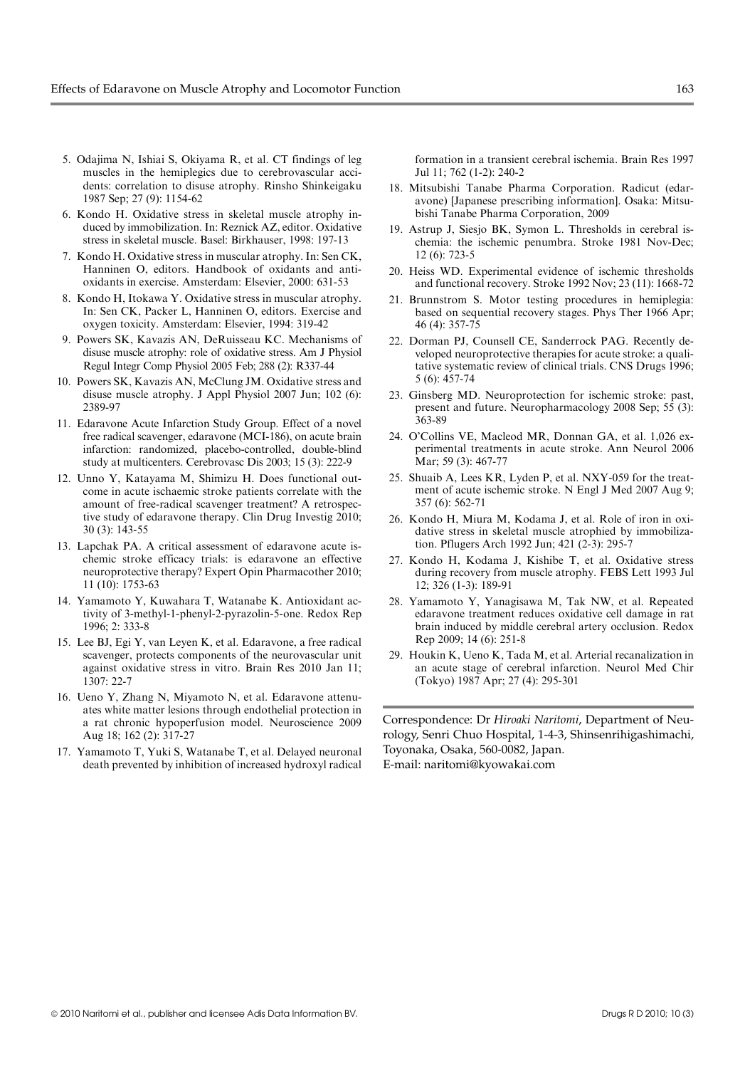5. Odajima N, Ishiai S, Okiyama R, et al. CT findings of leg muscles in the hemiplegics due to cerebrovascular accidents: correlation to disuse atrophy. Rinsho Shinkeigaku 1987 Sep; 27 (9): 1154-62
6. Kondo H. Oxidative stress in skeletal muscle atrophy induced by immobilization. In: Reznick AZ, editor. Oxidative stress in skeletal muscle. Basel: Birkhauser, 1998: 197-13
7. Kondo H. Oxidative stress in muscular atrophy. In: Sen CK, Hanninen O, editors. Handbook of oxidants and antioxidants in exercise. Amsterdam: Elsevier, 2000: 631-53
8. Kondo H, Itokawa Y. Oxidative stress in muscular atrophy. In: Sen CK, Packer L, Hanninen O, editors. Exercise and oxygen toxicity. Amsterdam: Elsevier, 1994: 319-42
9. Powers SK, Kavazis AN, DeRuisseau KC. Mechanisms of disuse muscle atrophy: role of oxidative stress. Am J Physiol Regul Integr Comp Physiol 2005 Feb; 288 (2): R337-44
10. Powers SK, Kavazis AN, McClung JM. Oxidative stress and disuse muscle atrophy. J Appl Physiol 2007 Jun; 102 (6): 2389-97
11. Edaravone Acute Infarction Study Group. Effect of a novel free radical scavenger, edaravone (MCI-186), on acute brain infarction: randomized, placebo-controlled, double-blind study at multicenters. Cerebrovasc Dis 2003; 15 (3): 222-9
12. Unno Y, Katayama M, Shimizu H. Does functional outcome in acute ischaemic stroke patients correlate with the amount of free-radical scavenger treatment? A retrospective study of edaravone therapy. Clin Drug Investig 2010; 30 (3): 143-55
13. Lapchak PA. A critical assessment of edaravone acute ischemic stroke efficacy trials: is edaravone an effective neuroprotective therapy? Expert Opin Pharmacother 2010; 11 (10): 1753-63
14. Yamamoto Y, Kuwahara T, Watanabe K. Antioxidant activity of 3-methyl-1-phenyl-2-pyrazolin-5-one. Redox Rep 1996; 2: 333-8
15. Lee BJ, Egi Y, van Leyen K, et al. Edaravone, a free radical scavenger, protects components of the neurovascular unit against oxidative stress in vitro. Brain Res 2010 Jan 11; 1307: 22-7
16. Ueno Y, Zhang N, Miyamoto N, et al. Edaravone attenuates white matter lesions through endothelial protection in a rat chronic hypoperfusion model. Neuroscience 2009 Aug 18; 162 (2): 317-27
17. Yamamoto T, Yuki S, Watanabe T, et al. Delayed neuronal death prevented by inhibition of increased hydroxyl radical formation in a transient cerebral ischemia. Brain Res 1997 Jul 11; 762 (1-2): 240-2
18. Mitsubishi Tanabe Pharma Corporation. Radicut (edaravone) [Japanese prescribing information]. Osaka: Mitsubishi Tanabe Pharma Corporation, 2009
19. Astrup J, Siesjo BK, Symon L. Thresholds in cerebral ischemia: the ischemic penumbra. Stroke 1981 Nov-Dec; 12 (6): 723-5
20. Heiss WD. Experimental evidence of ischemic thresholds and functional recovery. Stroke 1992 Nov; 23 (11): 1668-72
21. Brunnstrom S. Motor testing procedures in hemiplegia: based on sequential recovery stages. Phys Ther 1966 Apr; 46 (4): 357-75
22. Dorman PJ, Counsell CE, Sanderrock PAG. Recently developed neuroprotective therapies for acute stroke: a qualitative systematic review of clinical trials. CNS Drugs 1996; 5 (6): 457-74
23. Ginsberg MD. Neuroprotection for ischemic stroke: past, present and future. Neuropharmacology 2008 Sep; 55 (3): 363-89
24. O'Collins VE, Macleod MR, Donnan GA, et al. 1,026 experimental treatments in acute stroke. Ann Neurol 2006 Mar; 59 (3): 467-77
25. Shuaib A, Lees KR, Lyden P, et al. NXY-059 for the treatment of acute ischemic stroke. N Engl J Med 2007 Aug 9; 357 (6): 562-71
26. Kondo H, Miura M, Kodama J, et al. Role of iron in oxidative stress in skeletal muscle atrophied by immobilization. Pflugers Arch 1992 Jun; 421 (2-3): 295-7
27. Kondo H, Kodama J, Kishibe T, et al. Oxidative stress during recovery from muscle atrophy. FEBS Lett 1993 Jul 12; 326 (1-3): 189-91
28. Yamamoto Y, Yanagisawa M, Tak NW, et al. Repeated edaravone treatment reduces oxidative cell damage in rat brain induced by middle cerebral artery occlusion. Redox Rep 2009; 14 (6): 251-8
29. Houkin K, Ueno K, Tada M, et al. Arterial recanalization in an acute stage of cerebral infarction. Neurol Med Chir (Tokyo) 1987 Apr; 27 (4): 295-301

Correspondence: Dr *Hiroaki Naritomi*, Department of Neurology, Senri Chuo Hospital, 1-4-3, Shinsenrihigashimachi, Toyonaka, Osaka, 560-0082, Japan.
E-mail: naritomi@kyowakai.com